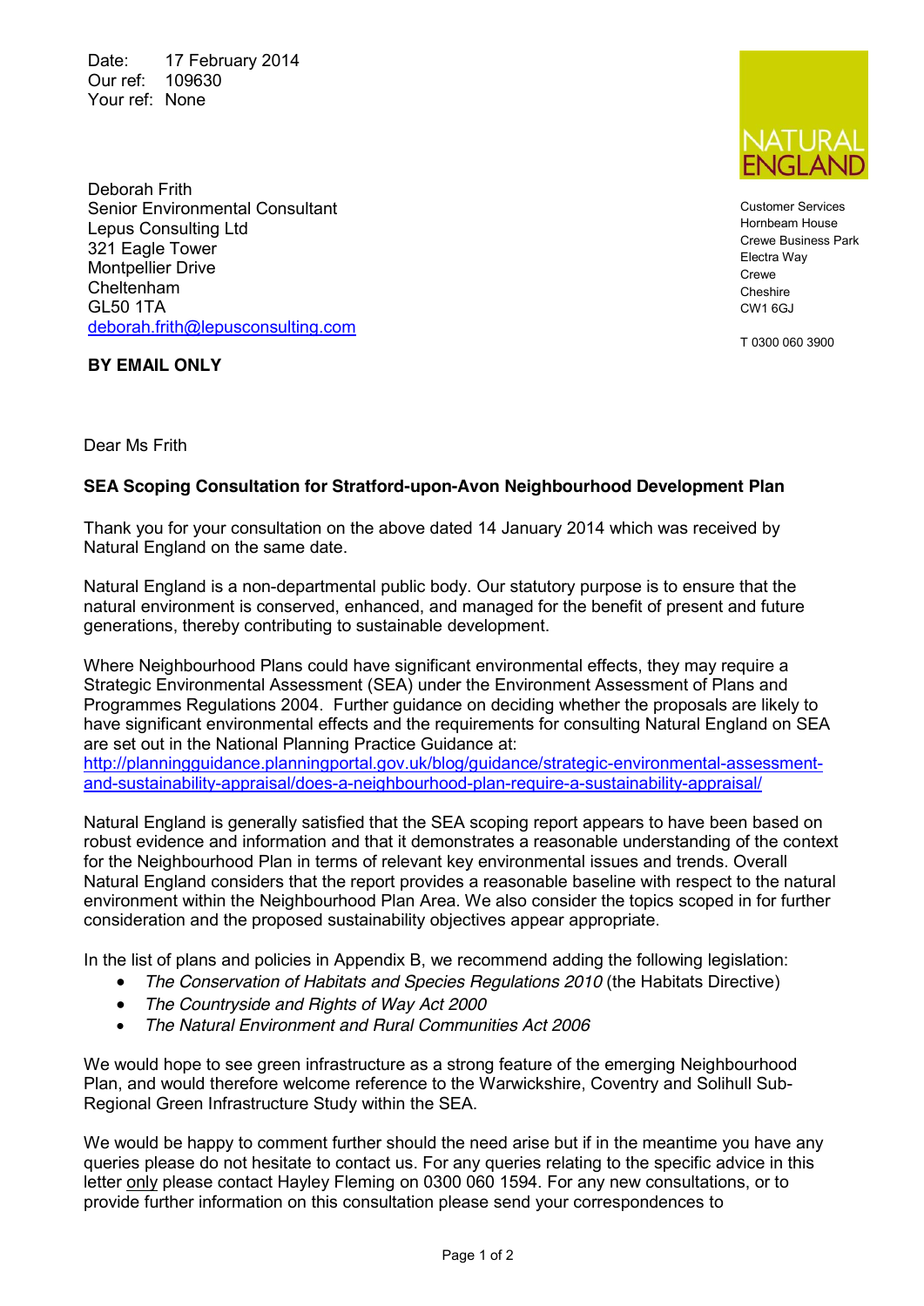Date: 17 February 2014
Our ref: 109630
Your ref: None

NATURAL ENGLAND

Customer Services
Hornbeam House
Crewe Business Park
Electra Way
Crewe
Cheshire
CW1 6GJ

T 0300 060 3900

Deborah Frith
Senior Environmental Consultant
Lepus Consulting Ltd
321 Eagle Tower
Montpellier Drive
Cheltenham
GL50 1TA
[deborah.frith@lepusconsulting.com](mailto:deborah.frith@lepusconsulting.com)

**BY EMAIL ONLY**

Dear Ms Frith

**SEA Scoping Consultation for Stratford-upon-Avon Neighbourhood Development Plan**

Thank you for your consultation on the above dated 14 January 2014 which was received by Natural England on the same date.

Natural England is a non-departmental public body. Our statutory purpose is to ensure that the natural environment is conserved, enhanced, and managed for the benefit of present and future generations, thereby contributing to sustainable development.

Where Neighbourhood Plans could have significant environmental effects, they may require a Strategic Environmental Assessment (SEA) under the Environment Assessment of Plans and Programmes Regulations 2004. Further guidance on deciding whether the proposals are likely to have significant environmental effects and the requirements for consulting Natural England on SEA are set out in the National Planning Practice Guidance at: [http://planningguidance.planningportal.gov.uk/blog/guidance/strategic-environmental-assessment-and-sustainability-appraisal/does-a-neighbourhood-plan-require-a-sustainability-appraisal/](http://planningguidance.planningportal.gov.uk/blog/guidance/strategic-environmental-assessment-and-sustainability-appraisal/does-a-neighbourhood-plan-require-a-sustainability-appraisal/)

Natural England is generally satisfied that the SEA scoping report appears to have been based on robust evidence and information and that it demonstrates a reasonable understanding of the context for the Neighbourhood Plan in terms of relevant key environmental issues and trends. Overall Natural England considers that the report provides a reasonable baseline with respect to the natural environment within the Neighbourhood Plan Area. We also consider the topics scoped in for further consideration and the proposed sustainability objectives appear appropriate.

In the list of plans and policies in Appendix B, we recommend adding the following legislation:

- *The Conservation of Habitats and Species Regulations 2010* (the Habitats Directive)
- *The Countryside and Rights of Way Act 2000*
- *The Natural Environment and Rural Communities Act 2006*

We would hope to see green infrastructure as a strong feature of the emerging Neighbourhood Plan, and would therefore welcome reference to the Warwickshire, Coventry and Solihull Sub-Regional Green Infrastructure Study within the SEA.

We would be happy to comment further should the need arise but if in the meantime you have any queries please do not hesitate to contact us. For any queries relating to the specific advice in this letter only please contact Hayley Fleming on 0300 060 1594. For any new consultations, or to provide further information on this consultation please send your correspondences to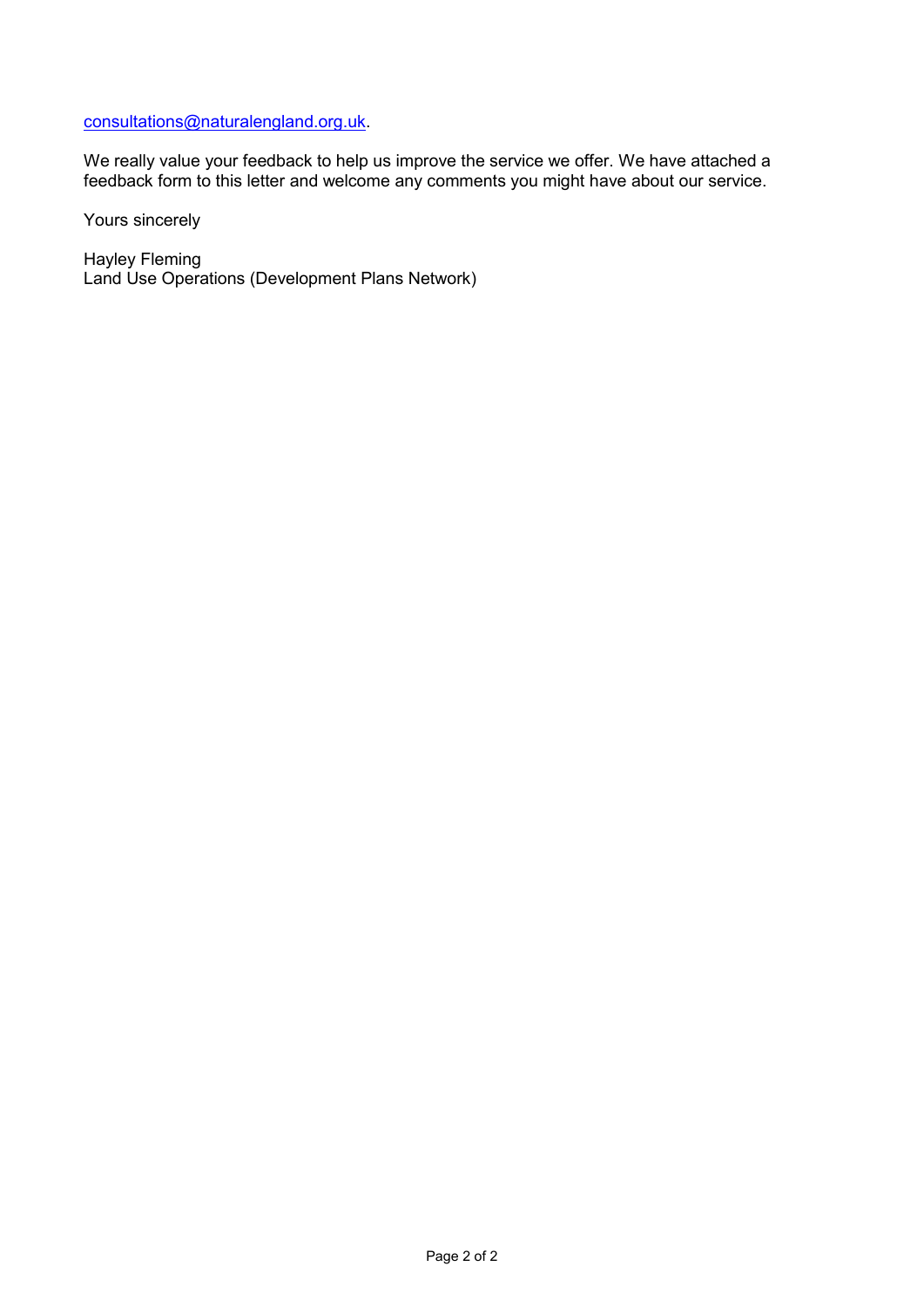consultations@naturalengland.org.uk.

We really value your feedback to help us improve the service we offer. We have attached a feedback form to this letter and welcome any comments you might have about our service.

Yours sincerely

Hayley Fleming
Land Use Operations (Development Plans Network)